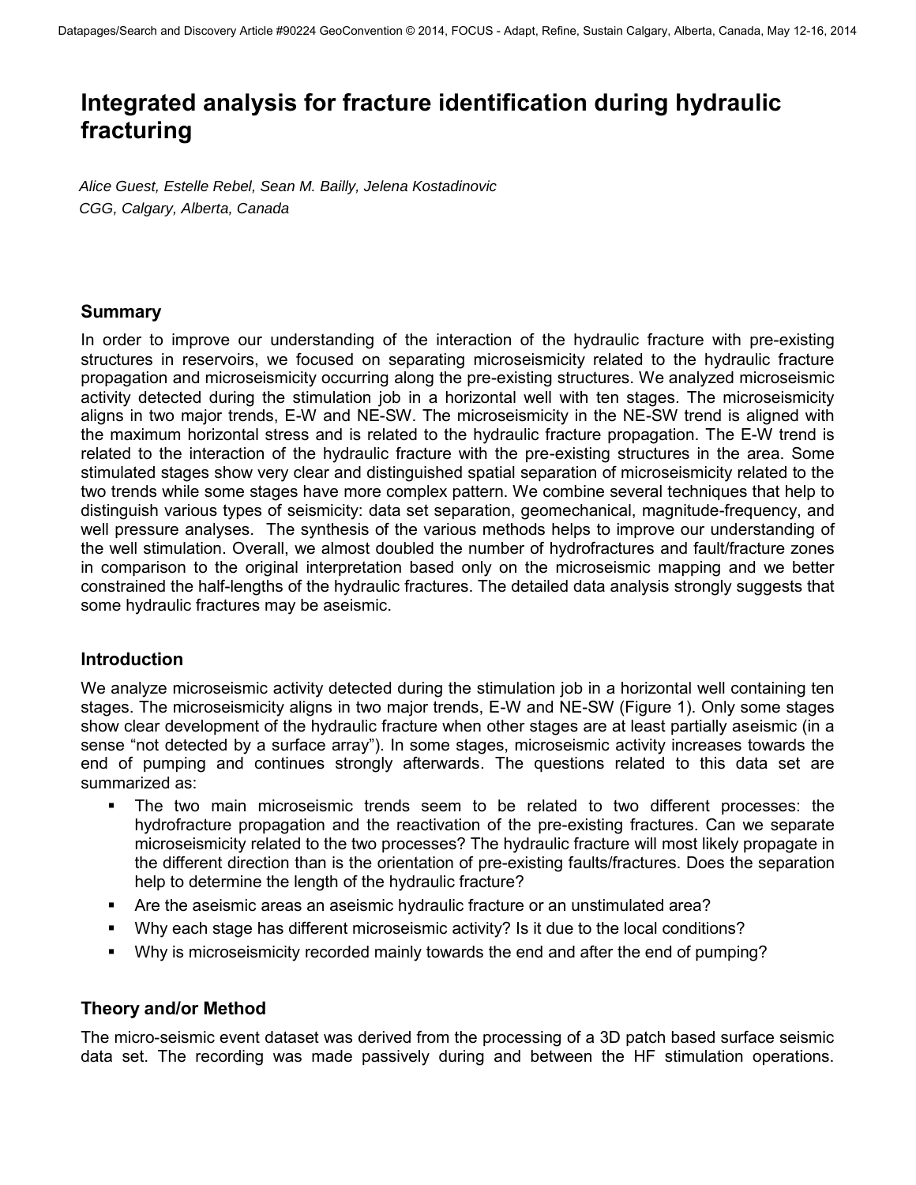# Integrated analysis for fracture identification during hydraulic fracturing

*Alice Guest, Estelle Rebel, Sean M. Bailly, Jelena Kostadinovic*
*CGG, Calgary, Alberta, Canada*

## Summary

In order to improve our understanding of the interaction of the hydraulic fracture with pre-existing structures in reservoirs, we focused on separating microseismicity related to the hydraulic fracture propagation and microseismicity occurring along the pre-existing structures. We analyzed microseismic activity detected during the stimulation job in a horizontal well with ten stages. The microseismicity aligns in two major trends, E-W and NE-SW. The microseismicity in the NE-SW trend is aligned with the maximum horizontal stress and is related to the hydraulic fracture propagation. The E-W trend is related to the interaction of the hydraulic fracture with the pre-existing structures in the area. Some stimulated stages show very clear and distinguished spatial separation of microseismicity related to the two trends while some stages have more complex pattern. We combine several techniques that help to distinguish various types of seismicity: data set separation, geomechanical, magnitude-frequency, and well pressure analyses. The synthesis of the various methods helps to improve our understanding of the well stimulation. Overall, we almost doubled the number of hydrofractures and fault/fracture zones in comparison to the original interpretation based only on the microseismic mapping and we better constrained the half-lengths of the hydraulic fractures. The detailed data analysis strongly suggests that some hydraulic fractures may be aseismic.

## Introduction

We analyze microseismic activity detected during the stimulation job in a horizontal well containing ten stages. The microseismicity aligns in two major trends, E-W and NE-SW (Figure 1). Only some stages show clear development of the hydraulic fracture when other stages are at least partially aseismic (in a sense "not detected by a surface array"). In some stages, microseismic activity increases towards the end of pumping and continues strongly afterwards. The questions related to this data set are summarized as:

- The two main microseismic trends seem to be related to two different processes: the hydrofracture propagation and the reactivation of the pre-existing fractures. Can we separate microseismicity related to the two processes? The hydraulic fracture will most likely propagate in the different direction than is the orientation of pre-existing faults/fractures. Does the separation help to determine the length of the hydraulic fracture?
- Are the aseismic areas an aseismic hydraulic fracture or an unstimulated area?
- Why each stage has different microseismic activity? Is it due to the local conditions?
- Why is microseismicity recorded mainly towards the end and after the end of pumping?

## Theory and/or Method

The micro-seismic event dataset was derived from the processing of a 3D patch based surface seismic data set. The recording was made passively during and between the HF stimulation operations.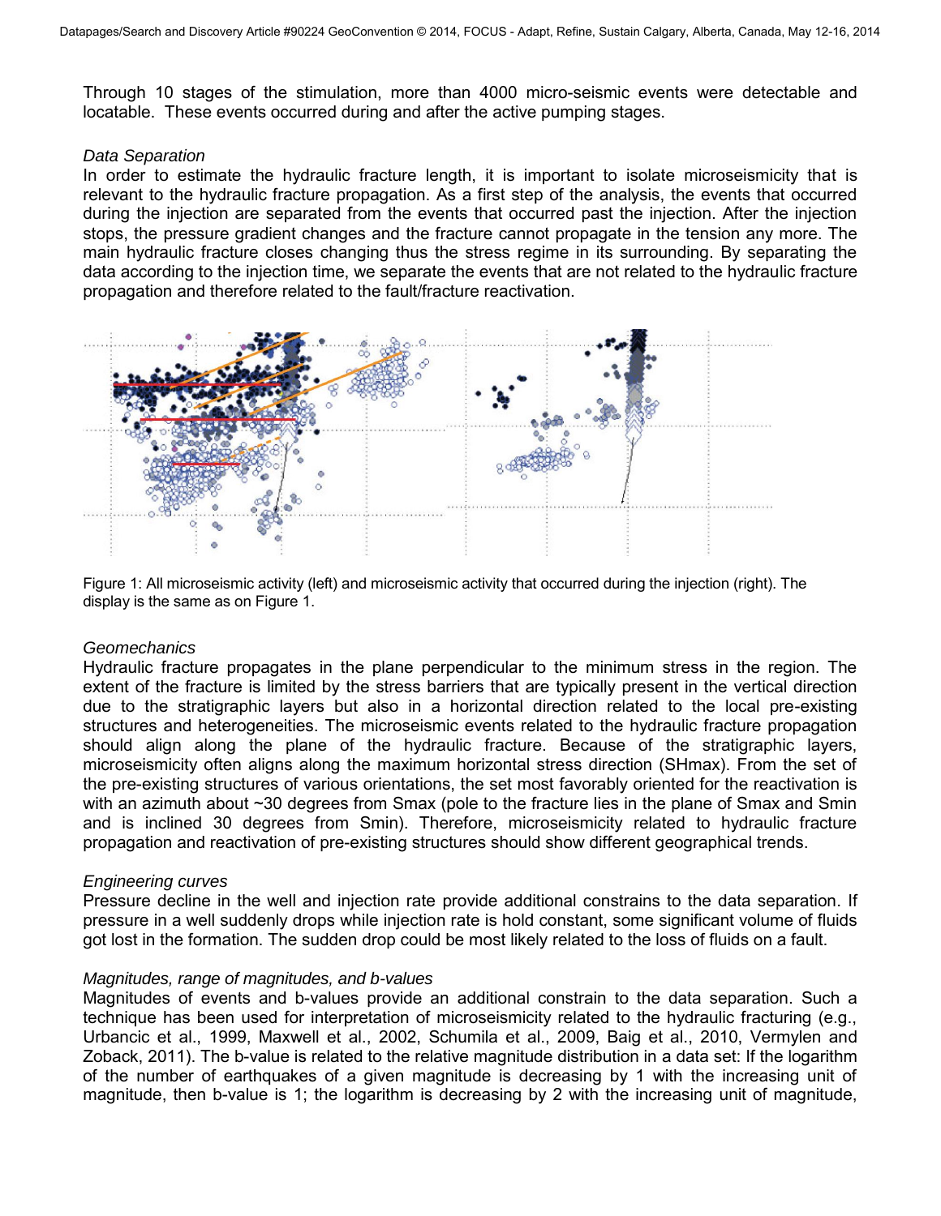Through 10 stages of the stimulation, more than 4000 micro-seismic events were detectable and locatable. These events occurred during and after the active pumping stages.

*Data Separation*

In order to estimate the hydraulic fracture length, it is important to isolate microseismicity that is relevant to the hydraulic fracture propagation. As a first step of the analysis, the events that occurred during the injection are separated from the events that occurred past the injection. After the injection stops, the pressure gradient changes and the fracture cannot propagate in the tension any more. The main hydraulic fracture closes changing thus the stress regime in its surrounding. By separating the data according to the injection time, we separate the events that are not related to the hydraulic fracture propagation and therefore related to the fault/fracture reactivation.

Figure 1: All microseismic activity (left) and microseismic activity that occurred during the injection (right). The display is the same as on Figure 1.

*Geomechanics*

Hydraulic fracture propagates in the plane perpendicular to the minimum stress in the region. The extent of the fracture is limited by the stress barriers that are typically present in the vertical direction due to the stratigraphic layers but also in a horizontal direction related to the local pre-existing structures and heterogeneities. The microseismic events related to the hydraulic fracture propagation should align along the plane of the hydraulic fracture. Because of the stratigraphic layers, microseismicity often aligns along the maximum horizontal stress direction (SHmax). From the set of the pre-existing structures of various orientations, the set most favorably oriented for the reactivation is with an azimuth about ~30 degrees from Smax (pole to the fracture lies in the plane of Smax and Smin and is inclined 30 degrees from Smin). Therefore, microseismicity related to hydraulic fracture propagation and reactivation of pre-existing structures should show different geographical trends.

*Engineering curves*

Pressure decline in the well and injection rate provide additional constrains to the data separation. If pressure in a well suddenly drops while injection rate is hold constant, some significant volume of fluids got lost in the formation. The sudden drop could be most likely related to the loss of fluids on a fault.

*Magnitudes, range of magnitudes, and b-values*

Magnitudes of events and b-values provide an additional constrain to the data separation. Such a technique has been used for interpretation of microseismicity related to the hydraulic fracturing (e.g., Urbancic et al., 1999, Maxwell et al., 2002, Schumila et al., 2009, Baig et al., 2010, Vermylen and Zoback, 2011). The b-value is related to the relative magnitude distribution in a data set: If the logarithm of the number of earthquakes of a given magnitude is decreasing by 1 with the increasing unit of magnitude, then b-value is 1; the logarithm is decreasing by 2 with the increasing unit of magnitude,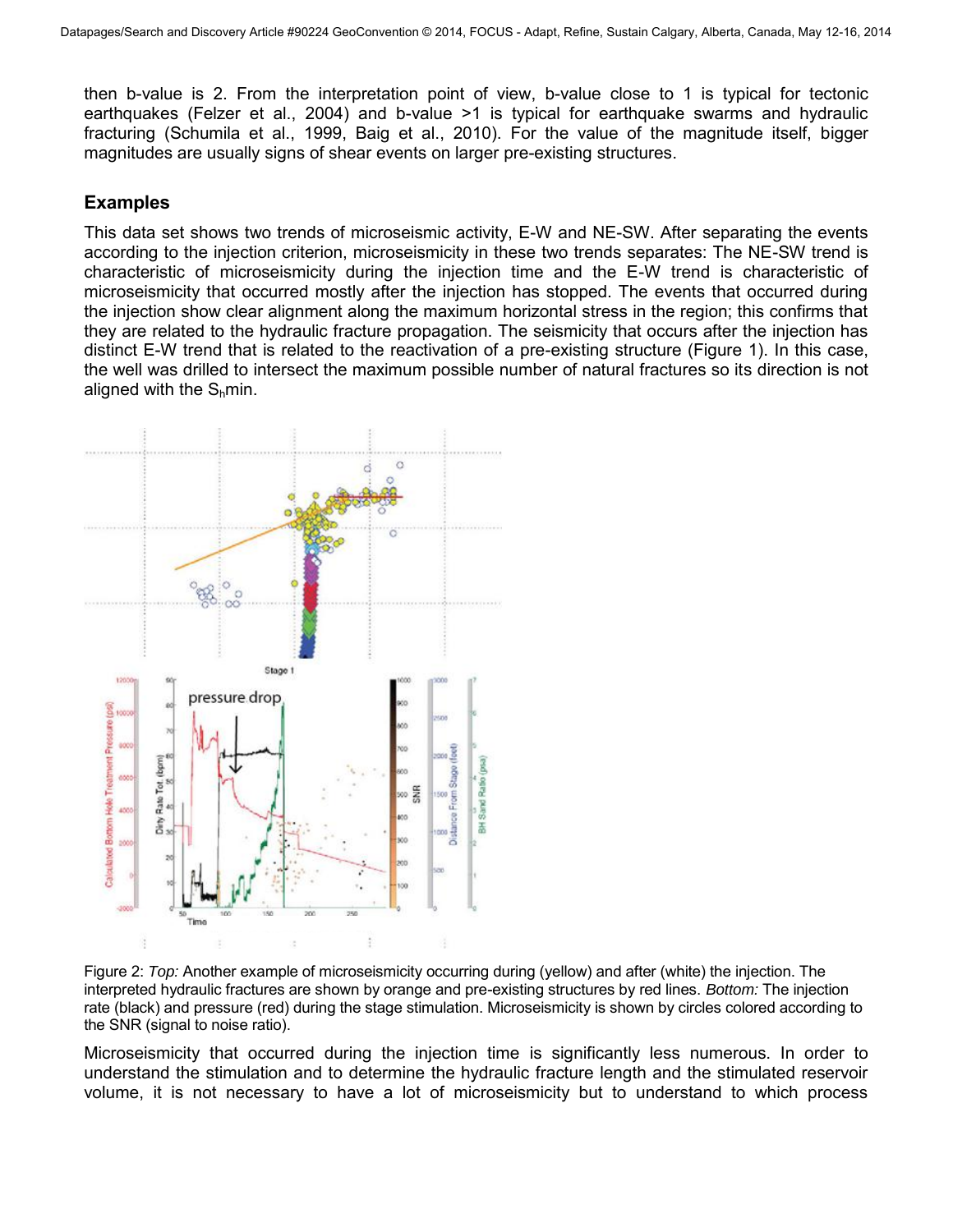then b-value is 2. From the interpretation point of view, b-value close to 1 is typical for tectonic earthquakes (Felzer et al., 2004) and b-value >1 is typical for earthquake swarms and hydraulic fracturing (Schumila et al., 1999, Baig et al., 2010). For the value of the magnitude itself, bigger magnitudes are usually signs of shear events on larger pre-existing structures.

## Examples

This data set shows two trends of microseismic activity, E-W and NE-SW. After separating the events according to the injection criterion, microseismicity in these two trends separates: The NE-SW trend is characteristic of microseismicity during the injection time and the E-W trend is characteristic of microseismicity that occurred mostly after the injection has stopped. The events that occurred during the injection show clear alignment along the maximum horizontal stress in the region; this confirms that they are related to the hydraulic fracture propagation. The seismicity that occurs after the injection has distinct E-W trend that is related to the reactivation of a pre-existing structure (Figure 1). In this case, the well was drilled to intersect the maximum possible number of natural fractures so its direction is not aligned with the $S_h$min.

Figure 2: *Top:* Another example of microseismicity occurring during (yellow) and after (white) the injection. The interpreted hydraulic fractures are shown by orange and pre-existing structures by red lines. *Bottom:* The injection rate (black) and pressure (red) during the stage stimulation. Microseismicity is shown by circles colored according to the SNR (signal to noise ratio).

Microseismicity that occurred during the injection time is significantly less numerous. In order to understand the stimulation and to determine the hydraulic fracture length and the stimulated reservoir volume, it is not necessary to have a lot of microseismicity but to understand to which process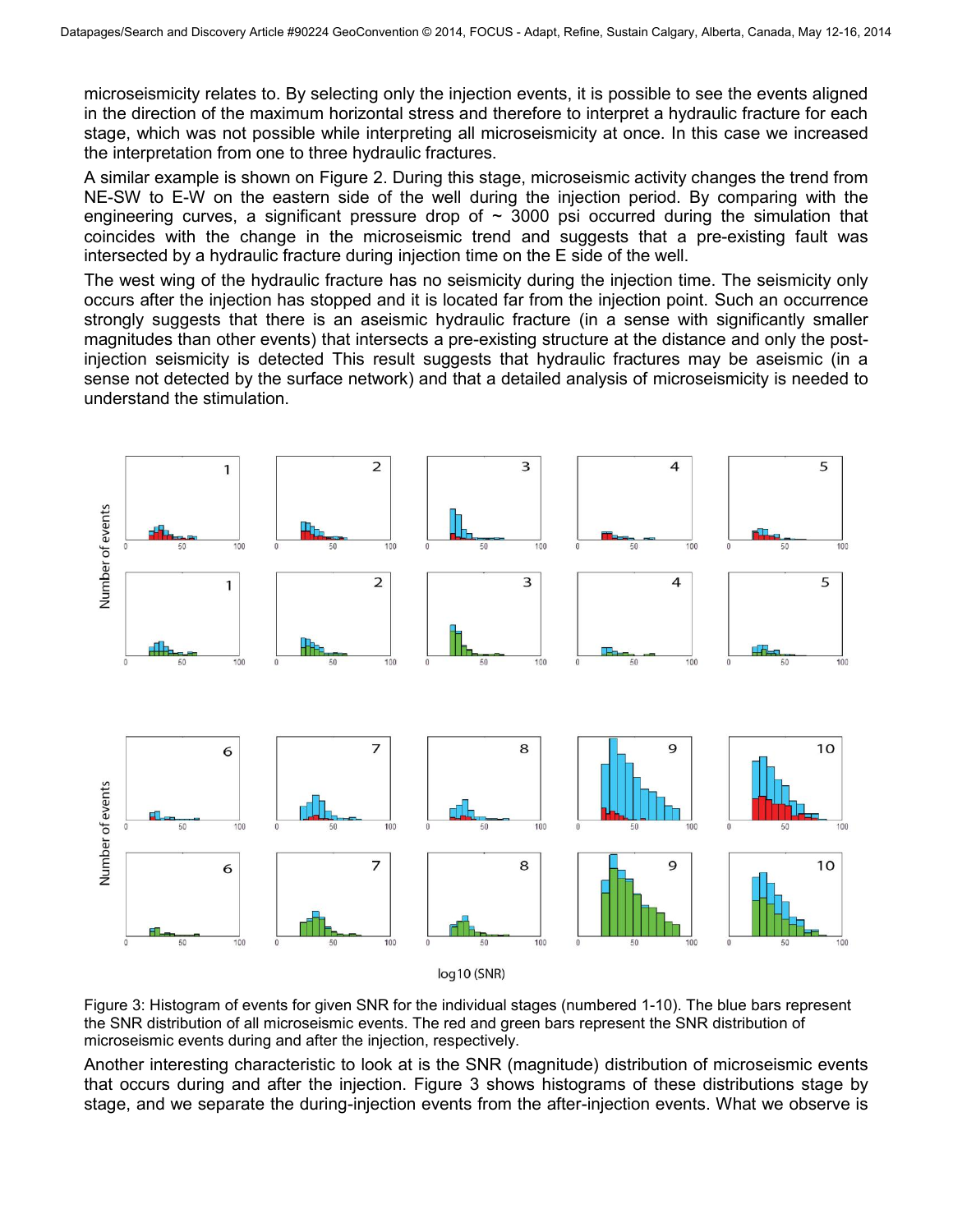microseismicity relates to. By selecting only the injection events, it is possible to see the events aligned in the direction of the maximum horizontal stress and therefore to interpret a hydraulic fracture for each stage, which was not possible while interpreting all microseismicity at once. In this case we increased the interpretation from one to three hydraulic fractures.

A similar example is shown on Figure 2. During this stage, microseismic activity changes the trend from NE-SW to E-W on the eastern side of the well during the injection period. By comparing with the engineering curves, a significant pressure drop of ~ 3000 psi occurred during the simulation that coincides with the change in the microseismic trend and suggests that a pre-existing fault was intersected by a hydraulic fracture during injection time on the E side of the well.

The west wing of the hydraulic fracture has no seismicity during the injection time. The seismicity only occurs after the injection has stopped and it is located far from the injection point. Such an occurrence strongly suggests that there is an aseismic hydraulic fracture (in a sense with significantly smaller magnitudes than other events) that intersects a pre-existing structure at the distance and only the post-injection seismicity is detected This result suggests that hydraulic fractures may be aseismic (in a sense not detected by the surface network) and that a detailed analysis of microseismicity is needed to understand the stimulation.

Figure 3: Histogram of events for given SNR for the individual stages (numbered 1-10). The blue bars represent the SNR distribution of all microseismic events. The red and green bars represent the SNR distribution of microseismic events during and after the injection, respectively.

Another interesting characteristic to look at is the SNR (magnitude) distribution of microseismic events that occurs during and after the injection. Figure 3 shows histograms of these distributions stage by stage, and we separate the during-injection events from the after-injection events. What we observe is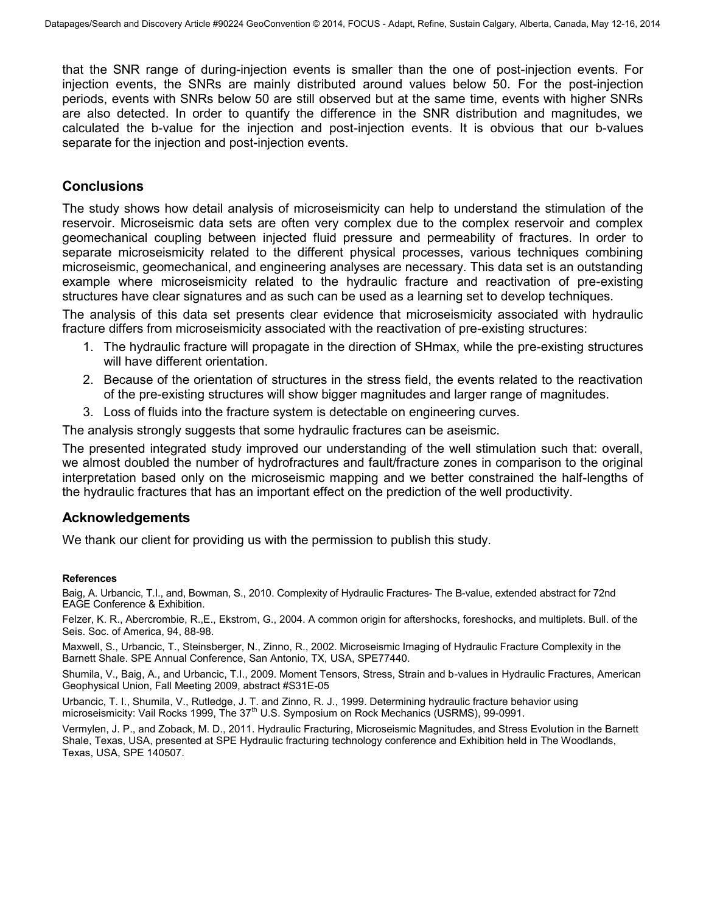that the SNR range of during-injection events is smaller than the one of post-injection events. For injection events, the SNRs are mainly distributed around values below 50. For the post-injection periods, events with SNRs below 50 are still observed but at the same time, events with higher SNRs are also detected. In order to quantify the difference in the SNR distribution and magnitudes, we calculated the b-value for the injection and post-injection events. It is obvious that our b-values separate for the injection and post-injection events.

## Conclusions

The study shows how detail analysis of microseismicity can help to understand the stimulation of the reservoir. Microseismic data sets are often very complex due to the complex reservoir and complex geomechanical coupling between injected fluid pressure and permeability of fractures. In order to separate microseismicity related to the different physical processes, various techniques combining microseismic, geomechanical, and engineering analyses are necessary. This data set is an outstanding example where microseismicity related to the hydraulic fracture and reactivation of pre-existing structures have clear signatures and as such can be used as a learning set to develop techniques.

The analysis of this data set presents clear evidence that microseismicity associated with hydraulic fracture differs from microseismicity associated with the reactivation of pre-existing structures:

1. The hydraulic fracture will propagate in the direction of SHmax, while the pre-existing structures will have different orientation.
2. Because of the orientation of structures in the stress field, the events related to the reactivation of the pre-existing structures will show bigger magnitudes and larger range of magnitudes.
3. Loss of fluids into the fracture system is detectable on engineering curves.

The analysis strongly suggests that some hydraulic fractures can be aseismic.

The presented integrated study improved our understanding of the well stimulation such that: overall, we almost doubled the number of hydrofractures and fault/fracture zones in comparison to the original interpretation based only on the microseismic mapping and we better constrained the half-lengths of the hydraulic fractures that has an important effect on the prediction of the well productivity.

## Acknowledgements

We thank our client for providing us with the permission to publish this study.

#### References

Baig, A. Urbancic, T.I., and, Bowman, S., 2010. Complexity of Hydraulic Fractures- The B-value, extended abstract for 72nd EAGE Conference & Exhibition.

Felzer, K. R., Abercrombie, R.,E., Ekstrom, G., 2004. A common origin for aftershocks, foreshocks, and multiplets. Bull. of the Seis. Soc. of America, 94, 88-98.

Maxwell, S., Urbancic, T., Steinsberger, N., Zinno, R., 2002. Microseismic Imaging of Hydraulic Fracture Complexity in the Barnett Shale. SPE Annual Conference, San Antonio, TX, USA, SPE77440.

Shumila, V., Baig, A., and Urbancic, T.I., 2009. Moment Tensors, Stress, Strain and b-values in Hydraulic Fractures, American Geophysical Union, Fall Meeting 2009, abstract #S31E-05

Urbancic, T. I., Shumila, V., Rutledge, J. T. and Zinno, R. J., 1999. Determining hydraulic fracture behavior using microseismicity: Vail Rocks 1999, The 37th U.S. Symposium on Rock Mechanics (USRMS), 99-0991.

Vermylen, J. P., and Zoback, M. D., 2011. Hydraulic Fracturing, Microseismic Magnitudes, and Stress Evolution in the Barnett Shale, Texas, USA, presented at SPE Hydraulic fracturing technology conference and Exhibition held in The Woodlands, Texas, USA, SPE 140507.